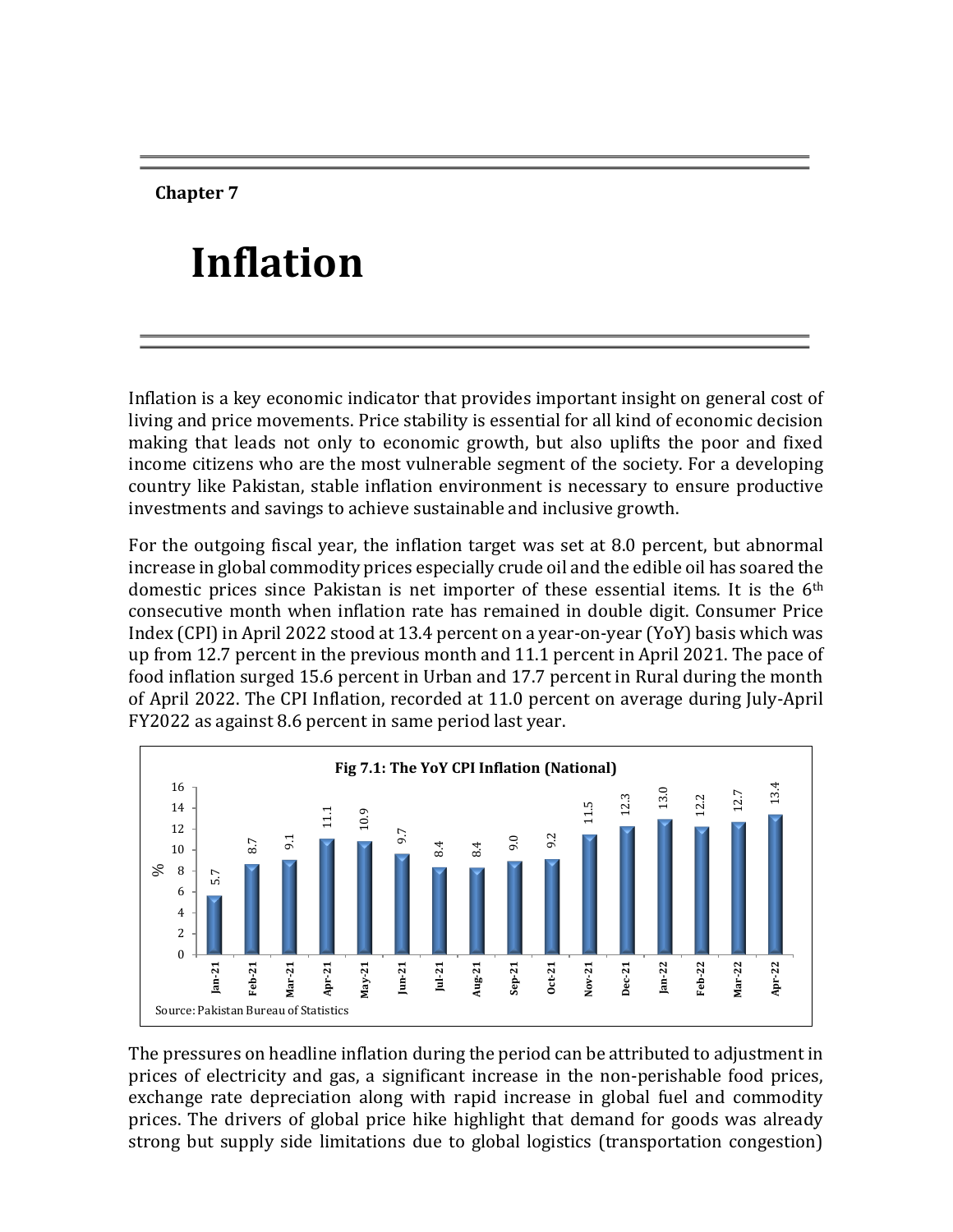**Chapter 7**

# Inflation

Inflation is a key economic indicator that provides important insight on general cost of living and price movements. Price stability is essential for all kind of economic decision making that leads not only to economic growth, but also uplifts the poor and fixed income citizens who are the most vulnerable segment of the society. For a developing country like Pakistan, stable inflation environment is necessary to ensure productive investments and savings to achieve sustainable and inclusive growth.

For the outgoing fiscal year, the inflation target was set at 8.0 percent, but abnormal increase in global commodity prices especially crude oil and the edible oil has soared the domestic prices since Pakistan is net importer of these essential items. It is the 6th consecutive month when inflation rate has remained in double digit. Consumer Price Index (CPI) in April 2022 stood at 13.4 percent on a year-on-year (YoY) basis which was up from 12.7 percent in the previous month and 11.1 percent in April 2021. The pace of food inflation surged 15.6 percent in Urban and 17.7 percent in Rural during the month of April 2022. The CPI Inflation, recorded at 11.0 percent on average during July-April FY2022 as against 8.6 percent in same period last year.

**Fig 7.1: The YoY CPI Inflation (National)**

| Month | % |
|---|---|
| Jan-21 | 5.7 |
| Feb-21 | 8.7 |
| Mar-21 | 9.1 |
| Apr-21 | 11.1 |
| May-21 | 10.9 |
| Jun-21 | 9.7 |
| Jul-21 | 8.4 |
| Aug-21 | 8.4 |
| Sep-21 | 9.0 |
| Oct-21 | 9.2 |
| Nov-21 | 11.5 |
| Dec-21 | 12.3 |
| Jan-22 | 13.0 |
| Feb-22 | 12.2 |
| Mar-22 | 12.7 |
| Apr-22 | 13.4 |

Source: Pakistan Bureau of Statistics

The pressures on headline inflation during the period can be attributed to adjustment in prices of electricity and gas, a significant increase in the non-perishable food prices, exchange rate depreciation along with rapid increase in global fuel and commodity prices. The drivers of global price hike highlight that demand for goods was already strong but supply side limitations due to global logistics (transportation congestion)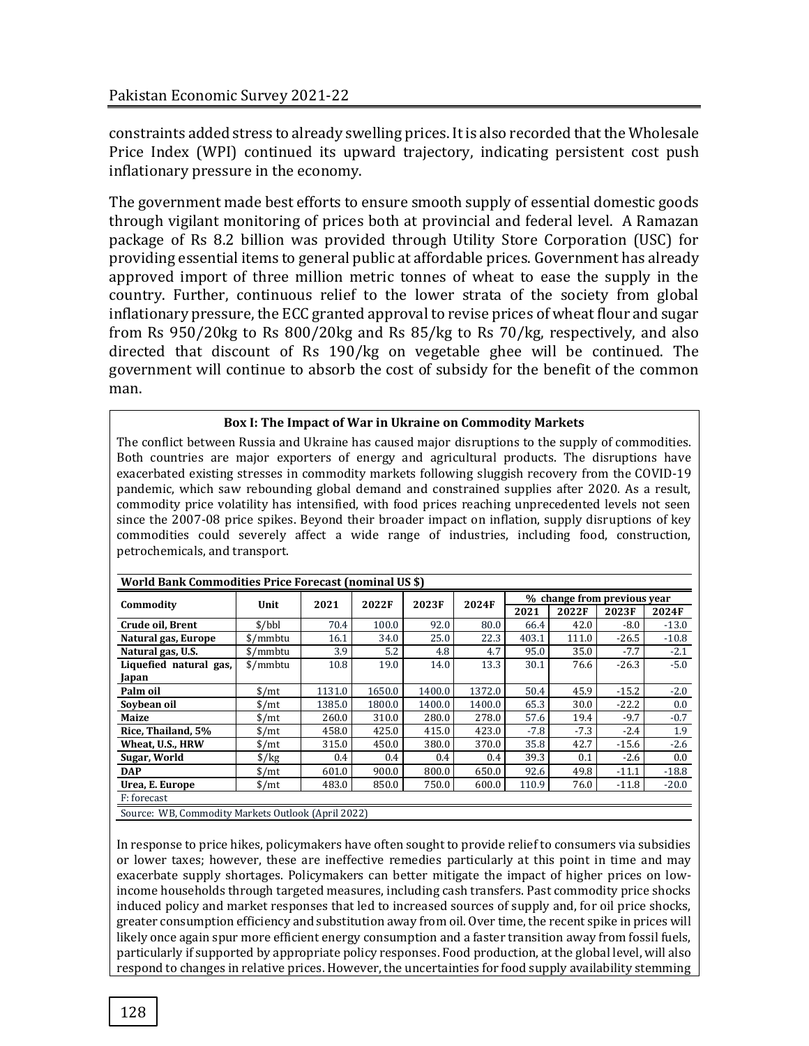constraints added stress to already swelling prices. It is also recorded that the Wholesale Price Index (WPI) continued its upward trajectory, indicating persistent cost push inflationary pressure in the economy.

The government made best efforts to ensure smooth supply of essential domestic goods through vigilant monitoring of prices both at provincial and federal level. A Ramazan package of Rs 8.2 billion was provided through Utility Store Corporation (USC) for providing essential items to general public at affordable prices. Government has already approved import of three million metric tonnes of wheat to ease the supply in the country. Further, continuous relief to the lower strata of the society from global inflationary pressure, the ECC granted approval to revise prices of wheat flour and sugar from Rs 950/20kg to Rs 800/20kg and Rs 85/kg to Rs 70/kg, respectively, and also directed that discount of Rs 190/kg on vegetable ghee will be continued. The government will continue to absorb the cost of subsidy for the benefit of the common man.

**Box I: The Impact of War in Ukraine on Commodity Markets**

The conflict between Russia and Ukraine has caused major disruptions to the supply of commodities. Both countries are major exporters of energy and agricultural products. The disruptions have exacerbated existing stresses in commodity markets following sluggish recovery from the COVID-19 pandemic, which saw rebounding global demand and constrained supplies after 2020. As a result, commodity price volatility has intensified, with food prices reaching unprecedented levels not seen since the 2007-08 price spikes. Beyond their broader impact on inflation, supply disruptions of key commodities could severely affect a wide range of industries, including food, construction, petrochemicals, and transport.

**World Bank Commodities Price Forecast (nominal US $)**

| Commodity | Unit | 2021 | 2022F | 2023F | 2024F | % change from previous year | | | |
|---|---|---|---|---|---|---|---|---|---|
| | | | | | | 2021 | 2022F | 2023F | 2024F |
| **Crude oil, Brent** | $/bbl | 70.4 | 100.0 | 92.0 | 80.0 | 66.4 | 42.0 | -8.0 | -13.0 |
| **Natural gas, Europe** | $/mmbtu | 16.1 | 34.0 | 25.0 | 22.3 | 403.1 | 111.0 | -26.5 | -10.8 |
| **Natural gas, U.S.** | $/mmbtu | 3.9 | 5.2 | 4.8 | 4.7 | 95.0 | 35.0 | -7.7 | -2.1 |
| **Liquefied natural gas, Japan** | $/mmbtu | 10.8 | 19.0 | 14.0 | 13.3 | 30.1 | 76.6 | -26.3 | -5.0 |
| **Palm oil** | $/mt | 1131.0 | 1650.0 | 1400.0 | 1372.0 | 50.4 | 45.9 | -15.2 | -2.0 |
| **Soybean oil** | $/mt | 1385.0 | 1800.0 | 1400.0 | 1400.0 | 65.3 | 30.0 | -22.2 | 0.0 |
| **Maize** | $/mt | 260.0 | 310.0 | 280.0 | 278.0 | 57.6 | 19.4 | -9.7 | -0.7 |
| **Rice, Thailand, 5%** | $/mt | 458.0 | 425.0 | 415.0 | 423.0 | -7.8 | -7.3 | -2.4 | 1.9 |
| **Wheat, U.S., HRW** | $/mt | 315.0 | 450.0 | 380.0 | 370.0 | 35.8 | 42.7 | -15.6 | -2.6 |
| **Sugar, World** | $/kg | 0.4 | 0.4 | 0.4 | 0.4 | 39.3 | 0.1 | -2.6 | 0.0 |
| **DAP** | $/mt | 601.0 | 900.0 | 800.0 | 650.0 | 92.6 | 49.8 | -11.1 | -18.8 |
| **Urea, E. Europe** | $/mt | 483.0 | 850.0 | 750.0 | 600.0 | 110.9 | 76.0 | -11.8 | -20.0 |

F: forecast

Source: WB, Commodity Markets Outlook (April 2022)

In response to price hikes, policymakers have often sought to provide relief to consumers via subsidies or lower taxes; however, these are ineffective remedies particularly at this point in time and may exacerbate supply shortages. Policymakers can better mitigate the impact of higher prices on low-income households through targeted measures, including cash transfers. Past commodity price shocks induced policy and market responses that led to increased sources of supply and, for oil price shocks, greater consumption efficiency and substitution away from oil. Over time, the recent spike in prices will likely once again spur more efficient energy consumption and a faster transition away from fossil fuels, particularly if supported by appropriate policy responses. Food production, at the global level, will also respond to changes in relative prices. However, the uncertainties for food supply availability stemming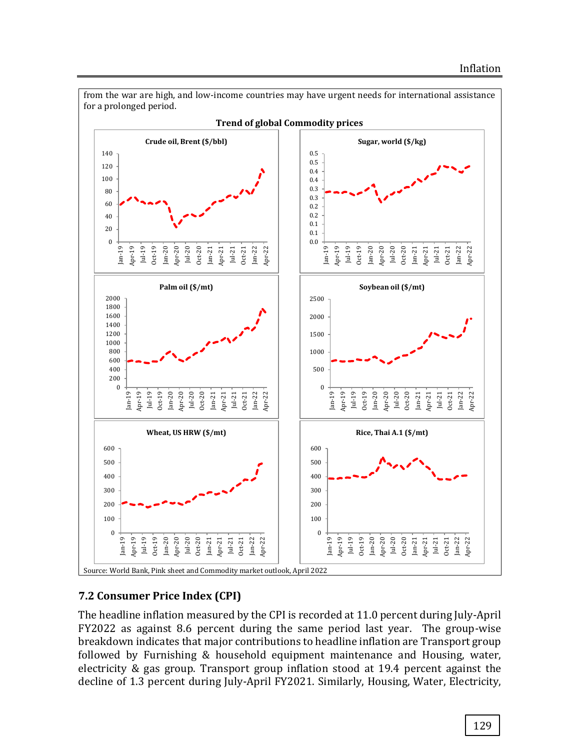from the war are high, and low-income countries may have urgent needs for international assistance for a prolonged period.

**Trend of global Commodity prices**

Source: World Bank, Pink sheet and Commodity market outlook, April 2022

## 7.2 Consumer Price Index (CPI)

The headline inflation measured by the CPI is recorded at 11.0 percent during July-April FY2022 as against 8.6 percent during the same period last year. The group-wise breakdown indicates that major contributions to headline inflation are Transport group followed by Furnishing & household equipment maintenance and Housing, water, electricity & gas group. Transport group inflation stood at 19.4 percent against the decline of 1.3 percent during July-April FY2021. Similarly, Housing, Water, Electricity,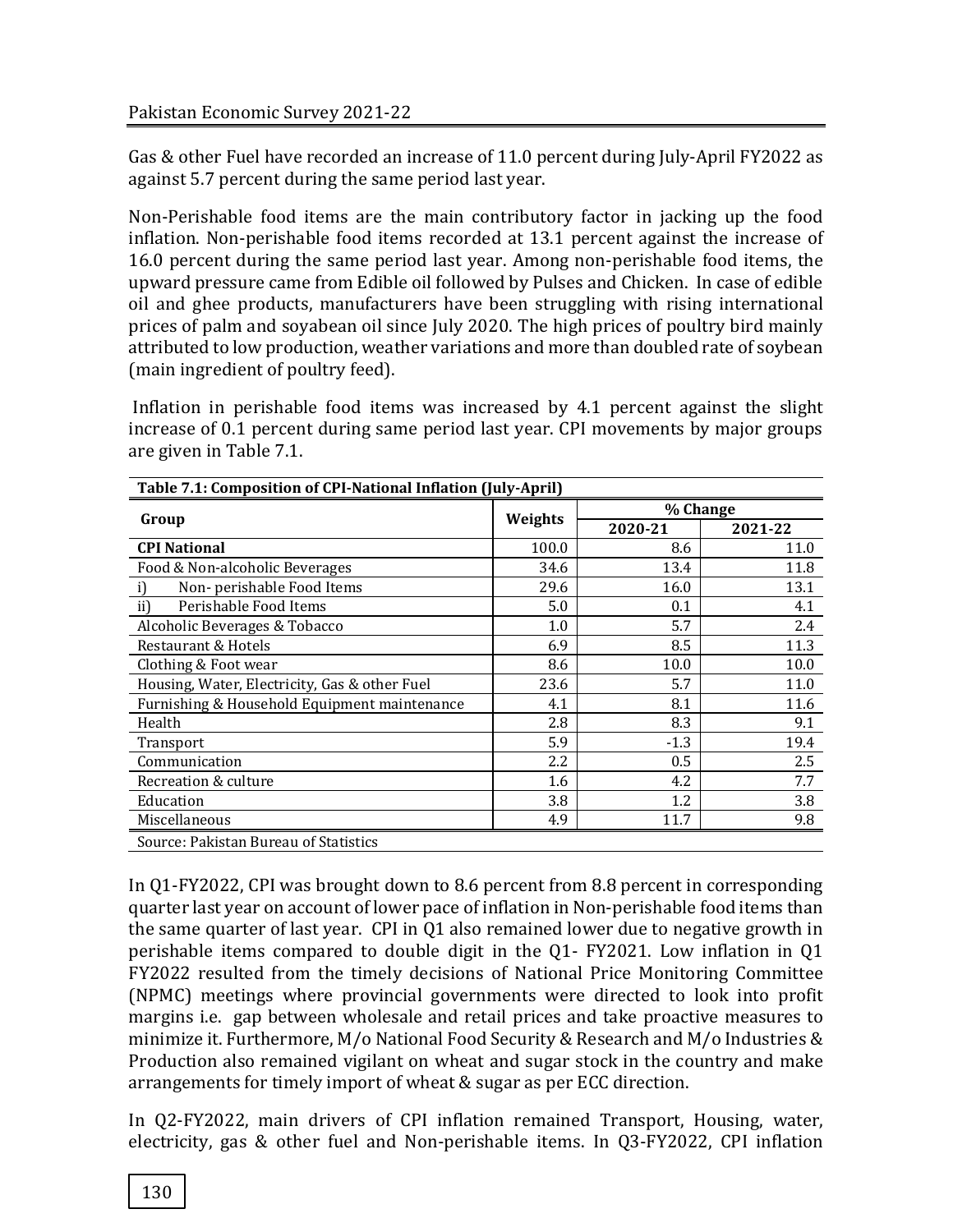Gas & other Fuel have recorded an increase of 11.0 percent during July-April FY2022 as against 5.7 percent during the same period last year.

Non-Perishable food items are the main contributory factor in jacking up the food inflation. Non-perishable food items recorded at 13.1 percent against the increase of 16.0 percent during the same period last year. Among non-perishable food items, the upward pressure came from Edible oil followed by Pulses and Chicken. In case of edible oil and ghee products, manufacturers have been struggling with rising international prices of palm and soyabean oil since July 2020. The high prices of poultry bird mainly attributed to low production, weather variations and more than doubled rate of soybean (main ingredient of poultry feed).

Inflation in perishable food items was increased by 4.1 percent against the slight increase of 0.1 percent during same period last year. CPI movements by major groups are given in Table 7.1.

**Table 7.1: Composition of CPI-National Inflation (July-April)**

| Group | Weights | % Change | |
|---|---|---|---|
| | | 2020-21 | 2021-22 |
| **CPI National** | 100.0 | 8.6 | 11.0 |
| Food & Non-alcoholic Beverages | 34.6 | 13.4 | 11.8 |
| i) Non- perishable Food Items | 29.6 | 16.0 | 13.1 |
| ii) Perishable Food Items | 5.0 | 0.1 | 4.1 |
| Alcoholic Beverages & Tobacco | 1.0 | 5.7 | 2.4 |
| Restaurant & Hotels | 6.9 | 8.5 | 11.3 |
| Clothing & Foot wear | 8.6 | 10.0 | 10.0 |
| Housing, Water, Electricity, Gas & other Fuel | 23.6 | 5.7 | 11.0 |
| Furnishing & Household Equipment maintenance | 4.1 | 8.1 | 11.6 |
| Health | 2.8 | 8.3 | 9.1 |
| Transport | 5.9 | -1.3 | 19.4 |
| Communication | 2.2 | 0.5 | 2.5 |
| Recreation & culture | 1.6 | 4.2 | 7.7 |
| Education | 3.8 | 1.2 | 3.8 |
| Miscellaneous | 4.9 | 11.7 | 9.8 |

Source: Pakistan Bureau of Statistics

In Q1-FY2022, CPI was brought down to 8.6 percent from 8.8 percent in corresponding quarter last year on account of lower pace of inflation in Non-perishable food items than the same quarter of last year. CPI in Q1 also remained lower due to negative growth in perishable items compared to double digit in the Q1- FY2021. Low inflation in Q1 FY2022 resulted from the timely decisions of National Price Monitoring Committee (NPMC) meetings where provincial governments were directed to look into profit margins i.e. gap between wholesale and retail prices and take proactive measures to minimize it. Furthermore, M/o National Food Security & Research and M/o Industries & Production also remained vigilant on wheat and sugar stock in the country and make arrangements for timely import of wheat & sugar as per ECC direction.

In Q2-FY2022, main drivers of CPI inflation remained Transport, Housing, water, electricity, gas & other fuel and Non-perishable items. In Q3-FY2022, CPI inflation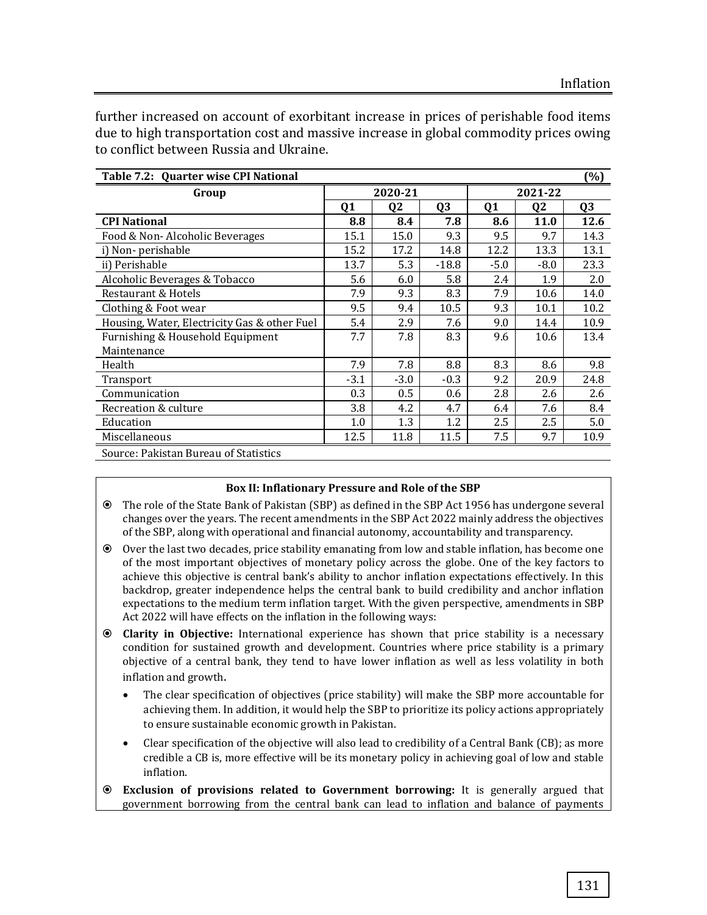further increased on account of exorbitant increase in prices of perishable food items due to high transportation cost and massive increase in global commodity prices owing to conflict between Russia and Ukraine.

**Table 7.2: Quarter wise CPI National** (%)

| Group | 2020-21 | | | 2021-22 | | |
|---|---|---|---|---|---|---|
| | Q1 | Q2 | Q3 | Q1 | Q2 | Q3 |
| **CPI National** | **8.8** | **8.4** | **7.8** | **8.6** | **11.0** | **12.6** |
| Food & Non- Alcoholic Beverages | 15.1 | 15.0 | 9.3 | 9.5 | 9.7 | 14.3 |
| i) Non- perishable | 15.2 | 17.2 | 14.8 | 12.2 | 13.3 | 13.1 |
| ii) Perishable | 13.7 | 5.3 | -18.8 | -5.0 | -8.0 | 23.3 |
| Alcoholic Beverages & Tobacco | 5.6 | 6.0 | 5.8 | 2.4 | 1.9 | 2.0 |
| Restaurant & Hotels | 7.9 | 9.3 | 8.3 | 7.9 | 10.6 | 14.0 |
| Clothing & Foot wear | 9.5 | 9.4 | 10.5 | 9.3 | 10.1 | 10.2 |
| Housing, Water, Electricity Gas & other Fuel | 5.4 | 2.9 | 7.6 | 9.0 | 14.4 | 10.9 |
| Furnishing & Household Equipment Maintenance | 7.7 | 7.8 | 8.3 | 9.6 | 10.6 | 13.4 |
| Health | 7.9 | 7.8 | 8.8 | 8.3 | 8.6 | 9.8 |
| Transport | -3.1 | -3.0 | -0.3 | 9.2 | 20.9 | 24.8 |
| Communication | 0.3 | 0.5 | 0.6 | 2.8 | 2.6 | 2.6 |
| Recreation & culture | 3.8 | 4.2 | 4.7 | 6.4 | 7.6 | 8.4 |
| Education | 1.0 | 1.3 | 1.2 | 2.5 | 2.5 | 5.0 |
| Miscellaneous | 12.5 | 11.8 | 11.5 | 7.5 | 9.7 | 10.9 |

Source: Pakistan Bureau of Statistics

**Box II: Inflationary Pressure and Role of the SBP**

- The role of the State Bank of Pakistan (SBP) as defined in the SBP Act 1956 has undergone several changes over the years. The recent amendments in the SBP Act 2022 mainly address the objectives of the SBP, along with operational and financial autonomy, accountability and transparency.
- Over the last two decades, price stability emanating from low and stable inflation, has become one of the most important objectives of monetary policy across the globe. One of the key factors to achieve this objective is central bank's ability to anchor inflation expectations effectively. In this backdrop, greater independence helps the central bank to build credibility and anchor inflation expectations to the medium term inflation target. With the given perspective, amendments in SBP Act 2022 will have effects on the inflation in the following ways:
- **Clarity in Objective:** International experience has shown that price stability is a necessary condition for sustained growth and development. Countries where price stability is a primary objective of a central bank, they tend to have lower inflation as well as less volatility in both inflation and growth**.**
  - The clear specification of objectives (price stability) will make the SBP more accountable for achieving them. In addition, it would help the SBP to prioritize its policy actions appropriately to ensure sustainable economic growth in Pakistan.
  - Clear specification of the objective will also lead to credibility of a Central Bank (CB); as more credible a CB is, more effective will be its monetary policy in achieving goal of low and stable inflation.
- **Exclusion of provisions related to Government borrowing:** It is generally argued that government borrowing from the central bank can lead to inflation and balance of payments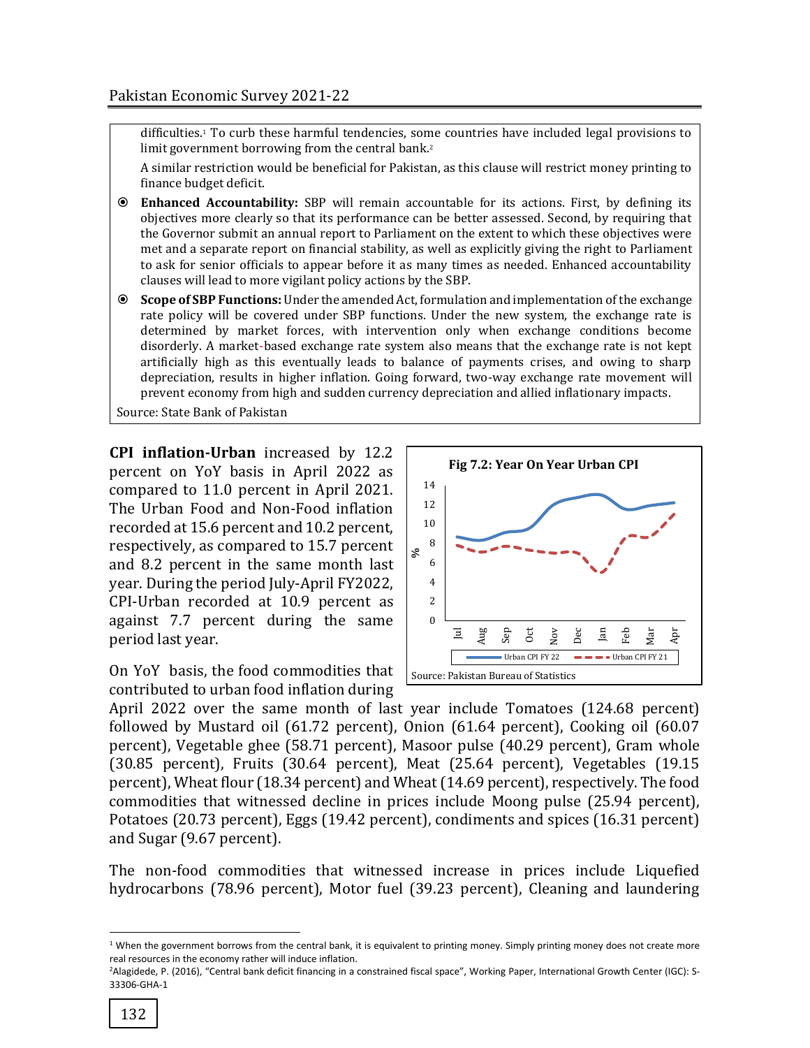difficulties.[1] To curb these harmful tendencies, some countries have included legal provisions to limit government borrowing from the central bank.[2]

A similar restriction would be beneficial for Pakistan, as this clause will restrict money printing to finance budget deficit.

- **Enhanced Accountability:** SBP will remain accountable for its actions. First, by defining its objectives more clearly so that its performance can be better assessed. Second, by requiring that the Governor submit an annual report to Parliament on the extent to which these objectives were met and a separate report on financial stability, as well as explicitly giving the right to Parliament to ask for senior officials to appear before it as many times as needed. Enhanced accountability clauses will lead to more vigilant policy actions by the SBP.
- **Scope of SBP Functions:** Under the amended Act, formulation and implementation of the exchange rate policy will be covered under SBP functions. Under the new system, the exchange rate is determined by market forces, with intervention only when exchange conditions become disorderly. A market-based exchange rate system also means that the exchange rate is not kept artificially high as this eventually leads to balance of payments crises, and owing to sharp depreciation, results in higher inflation. Going forward, two-way exchange rate movement will prevent economy from high and sudden currency depreciation and allied inflationary impacts.

Source: State Bank of Pakistan

**CPI inflation-Urban** increased by 12.2 percent on YoY basis in April 2022 as compared to 11.0 percent in April 2021. The Urban Food and Non-Food inflation recorded at 15.6 percent and 10.2 percent, respectively, as compared to 15.7 percent and 8.2 percent in the same month last year. During the period July-April FY2022, CPI-Urban recorded at 10.9 percent as against 7.7 percent during the same period last year.

**Fig 7.2: Year On Year Urban CPI**

(Chart: Urban CPI FY 22 vs Urban CPI FY 21, Jul–Apr, %)

Source: Pakistan Bureau of Statistics

On YoY basis, the food commodities that contributed to urban food inflation during April 2022 over the same month of last year include Tomatoes (124.68 percent) followed by Mustard oil (61.72 percent), Onion (61.64 percent), Cooking oil (60.07 percent), Vegetable ghee (58.71 percent), Masoor pulse (40.29 percent), Gram whole (30.85 percent), Fruits (30.64 percent), Meat (25.64 percent), Vegetables (19.15 percent), Wheat flour (18.34 percent) and Wheat (14.69 percent), respectively. The food commodities that witnessed decline in prices include Moong pulse (25.94 percent), Potatoes (20.73 percent), Eggs (19.42 percent), condiments and spices (16.31 percent) and Sugar (9.67 percent).

The non-food commodities that witnessed increase in prices include Liquefied hydrocarbons (78.96 percent), Motor fuel (39.23 percent), Cleaning and laundering

---

[1] When the government borrows from the central bank, it is equivalent to printing money. Simply printing money does not create more real resources in the economy rather will induce inflation.

[2] Alagidede, P. (2016), "Central bank deficit financing in a constrained fiscal space", Working Paper, International Growth Center (IGC): S-33306-GHA-1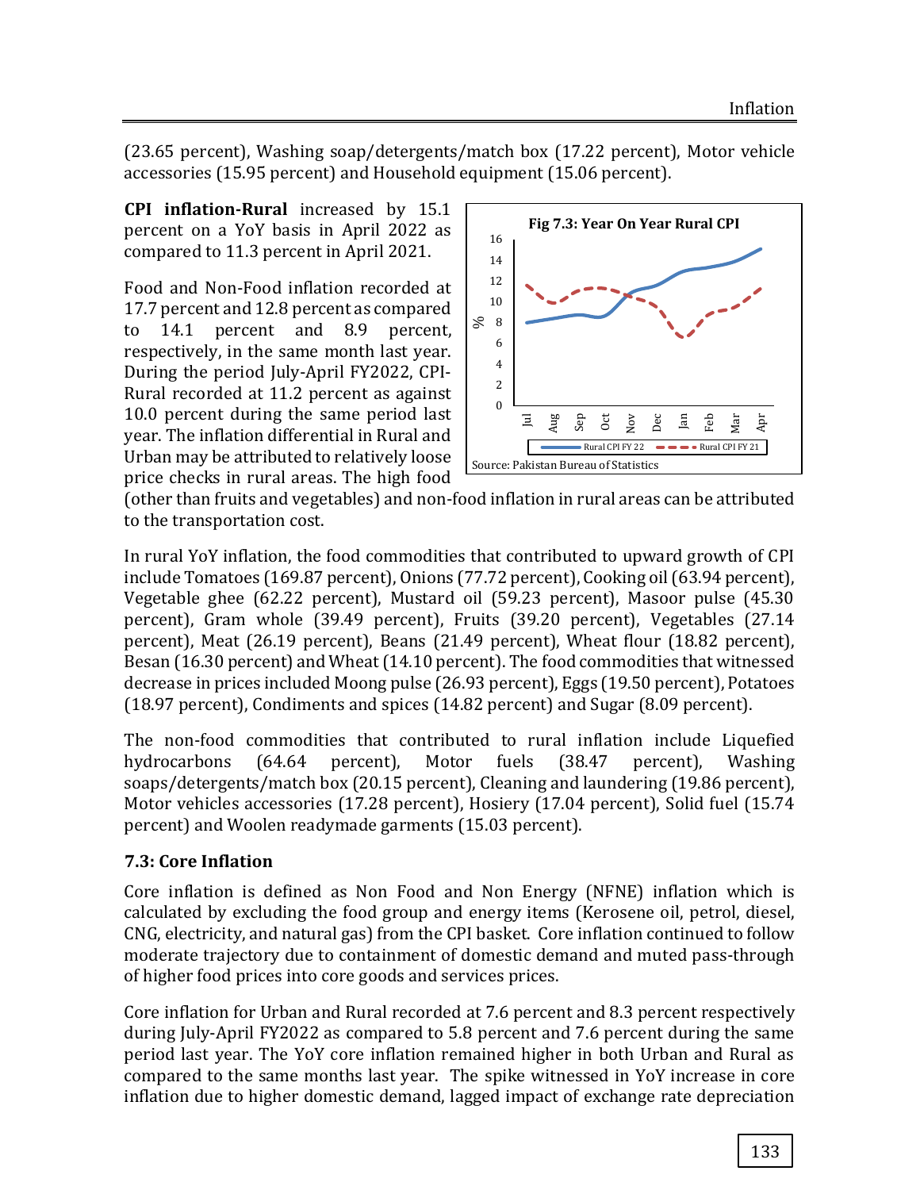(23.65 percent), Washing soap/detergents/match box (17.22 percent), Motor vehicle accessories (15.95 percent) and Household equipment (15.06 percent).

**CPI inflation-Rural** increased by 15.1 percent on a YoY basis in April 2022 as compared to 11.3 percent in April 2021.

Food and Non-Food inflation recorded at 17.7 percent and 12.8 percent as compared to 14.1 percent and 8.9 percent, respectively, in the same month last year. During the period July-April FY2022, CPI-Rural recorded at 11.2 percent as against 10.0 percent during the same period last year. The inflation differential in Rural and Urban may be attributed to relatively loose price checks in rural areas. The high food (other than fruits and vegetables) and non-food inflation in rural areas can be attributed to the transportation cost.

Fig 7.3: Year On Year Rural CPI

Source: Pakistan Bureau of Statistics

In rural YoY inflation, the food commodities that contributed to upward growth of CPI include Tomatoes (169.87 percent), Onions (77.72 percent), Cooking oil (63.94 percent), Vegetable ghee (62.22 percent), Mustard oil (59.23 percent), Masoor pulse (45.30 percent), Gram whole (39.49 percent), Fruits (39.20 percent), Vegetables (27.14 percent), Meat (26.19 percent), Beans (21.49 percent), Wheat flour (18.82 percent), Besan (16.30 percent) and Wheat (14.10 percent). The food commodities that witnessed decrease in prices included Moong pulse (26.93 percent), Eggs (19.50 percent), Potatoes (18.97 percent), Condiments and spices (14.82 percent) and Sugar (8.09 percent).

The non-food commodities that contributed to rural inflation include Liquefied hydrocarbons (64.64 percent), Motor fuels (38.47 percent), Washing soaps/detergents/match box (20.15 percent), Cleaning and laundering (19.86 percent), Motor vehicles accessories (17.28 percent), Hosiery (17.04 percent), Solid fuel (15.74 percent) and Woolen readymade garments (15.03 percent).

### 7.3: Core Inflation

Core inflation is defined as Non Food and Non Energy (NFNE) inflation which is calculated by excluding the food group and energy items (Kerosene oil, petrol, diesel, CNG, electricity, and natural gas) from the CPI basket. Core inflation continued to follow moderate trajectory due to containment of domestic demand and muted pass-through of higher food prices into core goods and services prices.

Core inflation for Urban and Rural recorded at 7.6 percent and 8.3 percent respectively during July-April FY2022 as compared to 5.8 percent and 7.6 percent during the same period last year. The YoY core inflation remained higher in both Urban and Rural as compared to the same months last year. The spike witnessed in YoY increase in core inflation due to higher domestic demand, lagged impact of exchange rate depreciation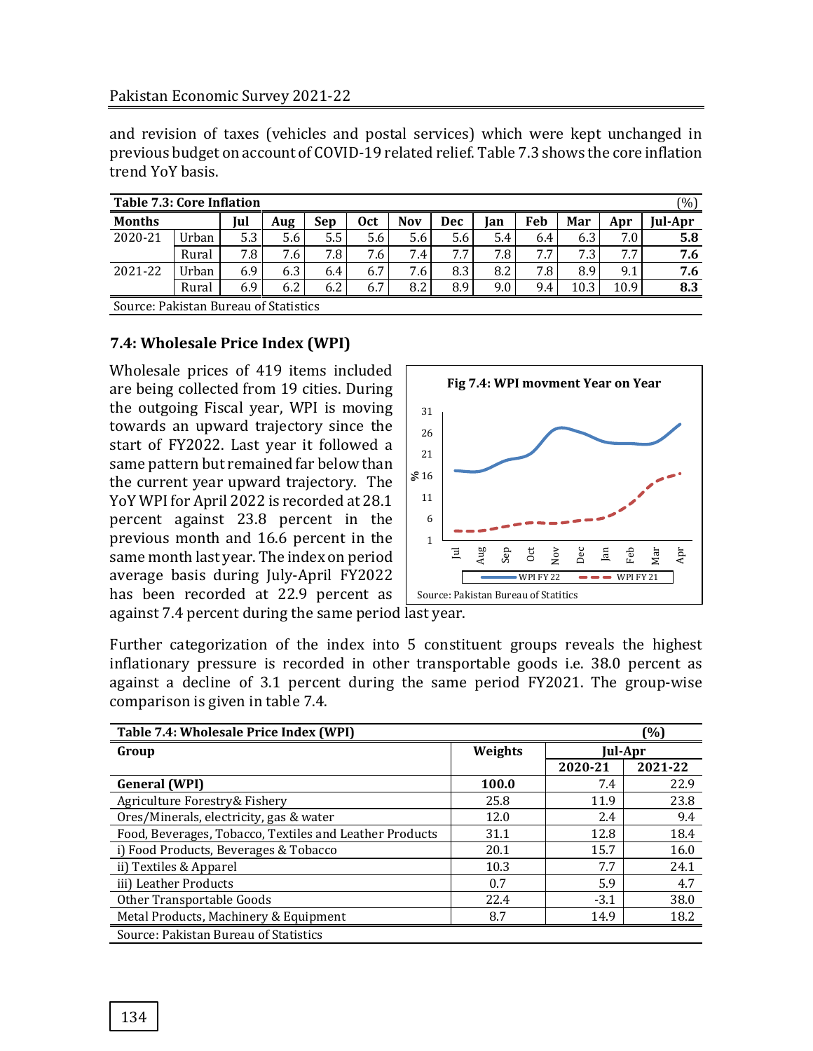and revision of taxes (vehicles and postal services) which were kept unchanged in previous budget on account of COVID-19 related relief. Table 7.3 shows the core inflation trend YoY basis.

**Table 7.3: Core Inflation** (%)

| Months | | Jul | Aug | Sep | Oct | Nov | Dec | Jan | Feb | Mar | Apr | Jul-Apr |
|---|---|---|---|---|---|---|---|---|---|---|---|---|
| 2020-21 | Urban | 5.3 | 5.6 | 5.5 | 5.6 | 5.6 | 5.6 | 5.4 | 6.4 | 6.3 | 7.0 | **5.8** |
| | Rural | 7.8 | 7.6 | 7.8 | 7.6 | 7.4 | 7.7 | 7.8 | 7.7 | 7.3 | 7.7 | **7.6** |
| 2021-22 | Urban | 6.9 | 6.3 | 6.4 | 6.7 | 7.6 | 8.3 | 8.2 | 7.8 | 8.9 | 9.1 | **7.6** |
| | Rural | 6.9 | 6.2 | 6.2 | 6.7 | 8.2 | 8.9 | 9.0 | 9.4 | 10.3 | 10.9 | **8.3** |

Source: Pakistan Bureau of Statistics

## 7.4: Wholesale Price Index (WPI)

Wholesale prices of 419 items included are being collected from 19 cities. During the outgoing Fiscal year, WPI is moving towards an upward trajectory since the start of FY2022. Last year it followed a same pattern but remained far below than the current year upward trajectory. The YoY WPI for April 2022 is recorded at 28.1 percent against 23.8 percent in the previous month and 16.6 percent in the same month last year. The index on period average basis during July-April FY2022 has been recorded at 22.9 percent as against 7.4 percent during the same period last year.

Fig 7.4: WPI movment Year on Year

Source: Pakistan Bureau of Statistics

Further categorization of the index into 5 constituent groups reveals the highest inflationary pressure is recorded in other transportable goods i.e. 38.0 percent as against a decline of 3.1 percent during the same period FY2021. The group-wise comparison is given in table 7.4.

**Table 7.4: Wholesale Price Index (WPI)** (%)

| Group | Weights | Jul-Apr | |
|---|---|---|---|
| | | 2020-21 | 2021-22 |
| **General (WPI)** | **100.0** | 7.4 | 22.9 |
| Agriculture Forestry& Fishery | 25.8 | 11.9 | 23.8 |
| Ores/Minerals, electricity, gas & water | 12.0 | 2.4 | 9.4 |
| Food, Beverages, Tobacco, Textiles and Leather Products | 31.1 | 12.8 | 18.4 |
| i) Food Products, Beverages & Tobacco | 20.1 | 15.7 | 16.0 |
| ii) Textiles & Apparel | 10.3 | 7.7 | 24.1 |
| iii) Leather Products | 0.7 | 5.9 | 4.7 |
| Other Transportable Goods | 22.4 | -3.1 | 38.0 |
| Metal Products, Machinery & Equipment | 8.7 | 14.9 | 18.2 |

Source: Pakistan Bureau of Statistics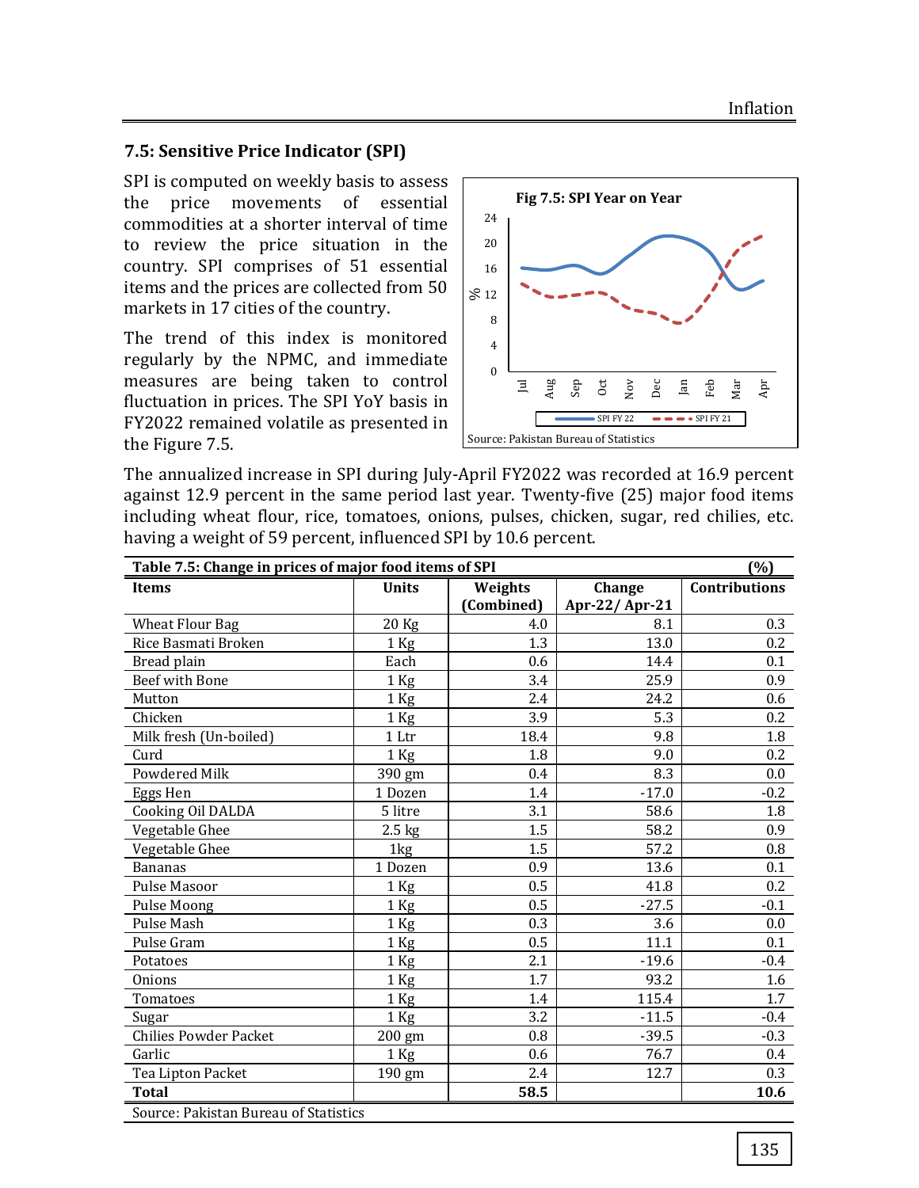## 7.5: Sensitive Price Indicator (SPI)

SPI is computed on weekly basis to assess the price movements of essential commodities at a shorter interval of time to review the price situation in the country. SPI comprises of 51 essential items and the prices are collected from 50 markets in 17 cities of the country.

The trend of this index is monitored regularly by the NPMC, and immediate measures are being taken to control fluctuation in prices. The SPI YoY basis in FY2022 remained volatile as presented in the Figure 7.5.

Fig 7.5: SPI Year on Year

Source: Pakistan Bureau of Statistics

The annualized increase in SPI during July-April FY2022 was recorded at 16.9 percent against 12.9 percent in the same period last year. Twenty-five (25) major food items including wheat flour, rice, tomatoes, onions, pulses, chicken, sugar, red chilies, etc. having a weight of 59 percent, influenced SPI by 10.6 percent.

**Table 7.5: Change in prices of major food items of SPI** (%)

| Items | Units | Weights (Combined) | Change Apr-22/ Apr-21 | Contributions |
|---|---|---|---|---|
| Wheat Flour Bag | 20 Kg | 4.0 | 8.1 | 0.3 |
| Rice Basmati Broken | 1 Kg | 1.3 | 13.0 | 0.2 |
| Bread plain | Each | 0.6 | 14.4 | 0.1 |
| Beef with Bone | 1 Kg | 3.4 | 25.9 | 0.9 |
| Mutton | 1 Kg | 2.4 | 24.2 | 0.6 |
| Chicken | 1 Kg | 3.9 | 5.3 | 0.2 |
| Milk fresh (Un-boiled) | 1 Ltr | 18.4 | 9.8 | 1.8 |
| Curd | 1 Kg | 1.8 | 9.0 | 0.2 |
| Powdered Milk | 390 gm | 0.4 | 8.3 | 0.0 |
| Eggs Hen | 1 Dozen | 1.4 | -17.0 | -0.2 |
| Cooking Oil DALDA | 5 litre | 3.1 | 58.6 | 1.8 |
| Vegetable Ghee | 2.5 kg | 1.5 | 58.2 | 0.9 |
| Vegetable Ghee | 1kg | 1.5 | 57.2 | 0.8 |
| Bananas | 1 Dozen | 0.9 | 13.6 | 0.1 |
| Pulse Masoor | 1 Kg | 0.5 | 41.8 | 0.2 |
| Pulse Moong | 1 Kg | 0.5 | -27.5 | -0.1 |
| Pulse Mash | 1 Kg | 0.3 | 3.6 | 0.0 |
| Pulse Gram | 1 Kg | 0.5 | 11.1 | 0.1 |
| Potatoes | 1 Kg | 2.1 | -19.6 | -0.4 |
| Onions | 1 Kg | 1.7 | 93.2 | 1.6 |
| Tomatoes | 1 Kg | 1.4 | 115.4 | 1.7 |
| Sugar | 1 Kg | 3.2 | -11.5 | -0.4 |
| Chilies Powder Packet | 200 gm | 0.8 | -39.5 | -0.3 |
| Garlic | 1 Kg | 0.6 | 76.7 | 0.4 |
| Tea Lipton Packet | 190 gm | 2.4 | 12.7 | 0.3 |
| **Total** | | **58.5** | | **10.6** |

Source: Pakistan Bureau of Statistics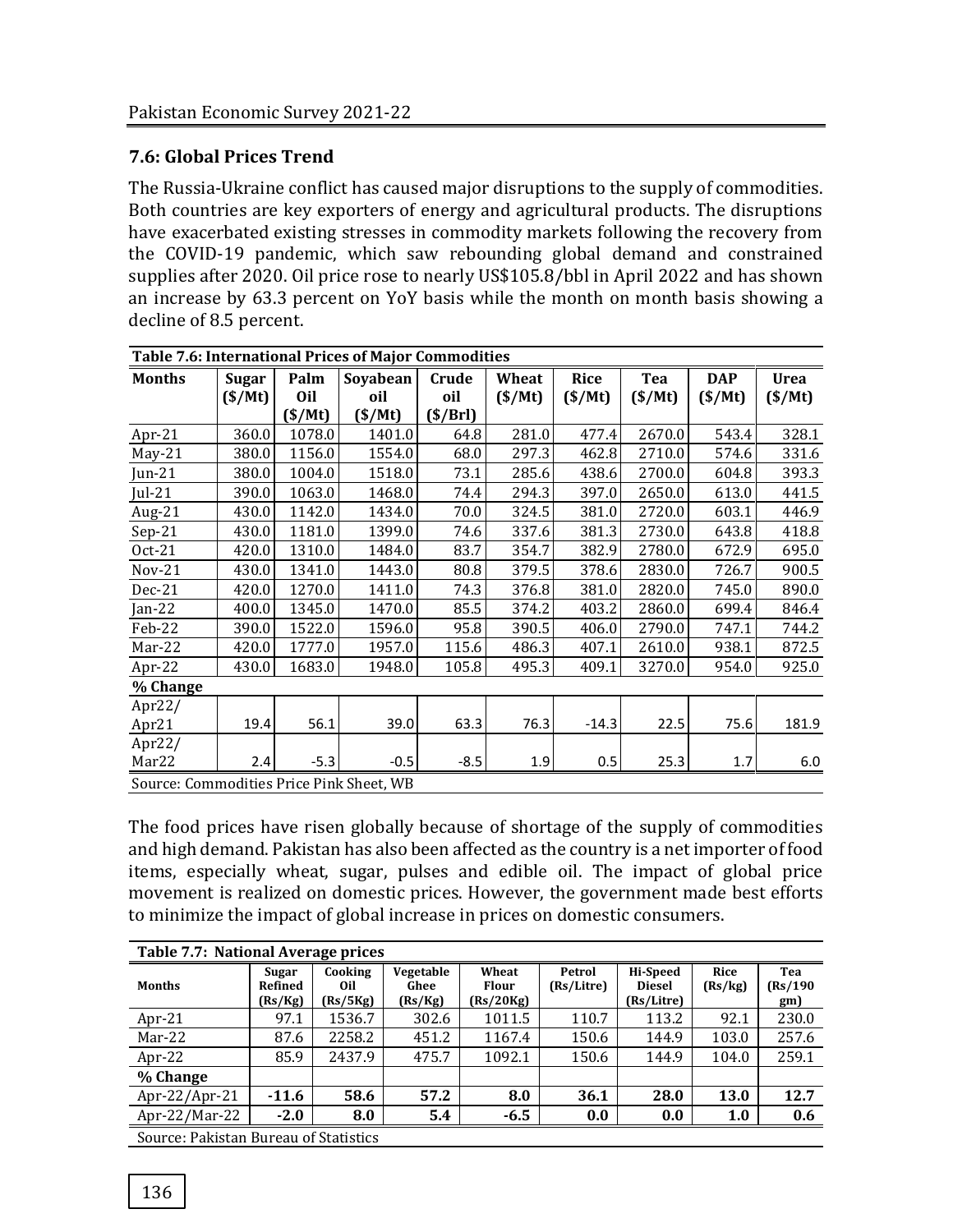### 7.6: Global Prices Trend

The Russia-Ukraine conflict has caused major disruptions to the supply of commodities. Both countries are key exporters of energy and agricultural products. The disruptions have exacerbated existing stresses in commodity markets following the recovery from the COVID-19 pandemic, which saw rebounding global demand and constrained supplies after 2020. Oil price rose to nearly US$105.8/bbl in April 2022 and has shown an increase by 63.3 percent on YoY basis while the month on month basis showing a decline of 8.5 percent.

**Table 7.6: International Prices of Major Commodities**

| Months | Sugar ($/Mt) | Palm Oil ($/Mt) | Soyabean oil ($/Mt) | Crude oil ($/Brl) | Wheat ($/Mt) | Rice ($/Mt) | Tea ($/Mt) | DAP ($/Mt) | Urea ($/Mt) |
|---|---|---|---|---|---|---|---|---|---|
| Apr-21 | 360.0 | 1078.0 | 1401.0 | 64.8 | 281.0 | 477.4 | 2670.0 | 543.4 | 328.1 |
| May-21 | 380.0 | 1156.0 | 1554.0 | 68.0 | 297.3 | 462.8 | 2710.0 | 574.6 | 331.6 |
| Jun-21 | 380.0 | 1004.0 | 1518.0 | 73.1 | 285.6 | 438.6 | 2700.0 | 604.8 | 393.3 |
| Jul-21 | 390.0 | 1063.0 | 1468.0 | 74.4 | 294.3 | 397.0 | 2650.0 | 613.0 | 441.5 |
| Aug-21 | 430.0 | 1142.0 | 1434.0 | 70.0 | 324.5 | 381.0 | 2720.0 | 603.1 | 446.9 |
| Sep-21 | 430.0 | 1181.0 | 1399.0 | 74.6 | 337.6 | 381.3 | 2730.0 | 643.8 | 418.8 |
| Oct-21 | 420.0 | 1310.0 | 1484.0 | 83.7 | 354.7 | 382.9 | 2780.0 | 672.9 | 695.0 |
| Nov-21 | 430.0 | 1341.0 | 1443.0 | 80.8 | 379.5 | 378.6 | 2830.0 | 726.7 | 900.5 |
| Dec-21 | 420.0 | 1270.0 | 1411.0 | 74.3 | 376.8 | 381.0 | 2820.0 | 745.0 | 890.0 |
| Jan-22 | 400.0 | 1345.0 | 1470.0 | 85.5 | 374.2 | 403.2 | 2860.0 | 699.4 | 846.4 |
| Feb-22 | 390.0 | 1522.0 | 1596.0 | 95.8 | 390.5 | 406.0 | 2790.0 | 747.1 | 744.2 |
| Mar-22 | 420.0 | 1777.0 | 1957.0 | 115.6 | 486.3 | 407.1 | 2610.0 | 938.1 | 872.5 |
| Apr-22 | 430.0 | 1683.0 | 1948.0 | 105.8 | 495.3 | 409.1 | 3270.0 | 954.0 | 925.0 |
| **% Change** | | | | | | | | | |
| Apr22/ Apr21 | 19.4 | 56.1 | 39.0 | 63.3 | 76.3 | -14.3 | 22.5 | 75.6 | 181.9 |
| Apr22/ Mar22 | 2.4 | -5.3 | -0.5 | -8.5 | 1.9 | 0.5 | 25.3 | 1.7 | 6.0 |

Source: Commodities Price Pink Sheet, WB

The food prices have risen globally because of shortage of the supply of commodities and high demand. Pakistan has also been affected as the country is a net importer of food items, especially wheat, sugar, pulses and edible oil. The impact of global price movement is realized on domestic prices. However, the government made best efforts to minimize the impact of global increase in prices on domestic consumers.

**Table 7.7: National Average prices**

| Months | Sugar Refined (Rs/Kg) | Cooking Oil (Rs/5Kg) | Vegetable Ghee (Rs/Kg) | Wheat Flour (Rs/20Kg) | Petrol (Rs/Litre) | Hi-Speed Diesel (Rs/Litre) | Rice (Rs/kg) | Tea (Rs/190 gm) |
|---|---|---|---|---|---|---|---|---|
| Apr-21 | 97.1 | 1536.7 | 302.6 | 1011.5 | 110.7 | 113.2 | 92.1 | 230.0 |
| Mar-22 | 87.6 | 2258.2 | 451.2 | 1167.4 | 150.6 | 144.9 | 103.0 | 257.6 |
| Apr-22 | 85.9 | 2437.9 | 475.7 | 1092.1 | 150.6 | 144.9 | 104.0 | 259.1 |
| **% Change** | | | | | | | | |
| Apr-22/Apr-21 | **-11.6** | **58.6** | **57.2** | **8.0** | **36.1** | **28.0** | **13.0** | **12.7** |
| Apr-22/Mar-22 | **-2.0** | **8.0** | **5.4** | **-6.5** | **0.0** | **0.0** | **1.0** | **0.6** |

Source: Pakistan Bureau of Statistics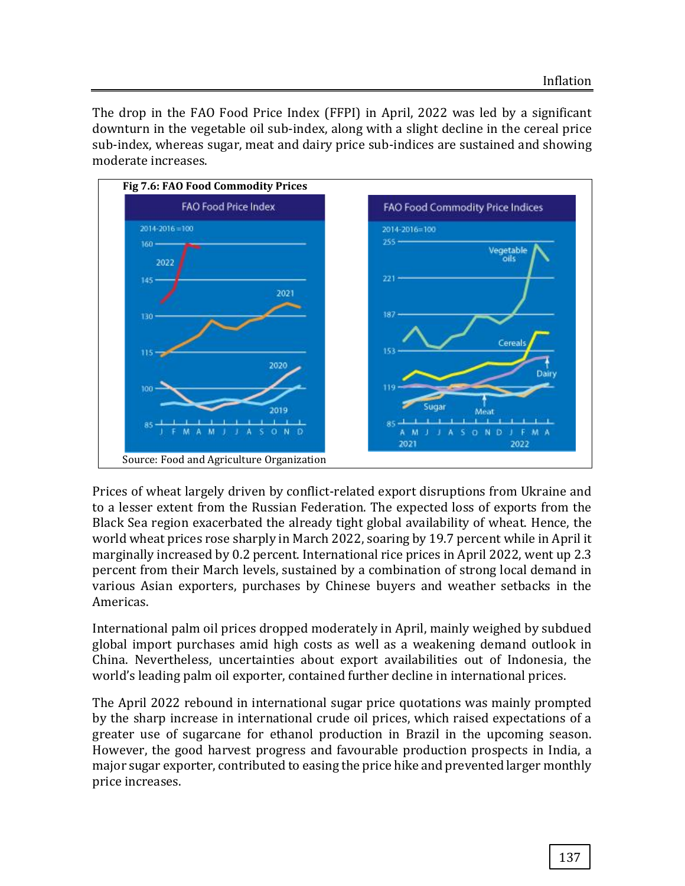The drop in the FAO Food Price Index (FFPI) in April, 2022 was led by a significant downturn in the vegetable oil sub-index, along with a slight decline in the cereal price sub-index, whereas sugar, meat and dairy price sub-indices are sustained and showing moderate increases.

**Fig 7.6: FAO Food Commodity Prices**

Source: Food and Agriculture Organization

Prices of wheat largely driven by conflict-related export disruptions from Ukraine and to a lesser extent from the Russian Federation. The expected loss of exports from the Black Sea region exacerbated the already tight global availability of wheat. Hence, the world wheat prices rose sharply in March 2022, soaring by 19.7 percent while in April it marginally increased by 0.2 percent. International rice prices in April 2022, went up 2.3 percent from their March levels, sustained by a combination of strong local demand in various Asian exporters, purchases by Chinese buyers and weather setbacks in the Americas.

International palm oil prices dropped moderately in April, mainly weighed by subdued global import purchases amid high costs as well as a weakening demand outlook in China. Nevertheless, uncertainties about export availabilities out of Indonesia, the world's leading palm oil exporter, contained further decline in international prices.

The April 2022 rebound in international sugar price quotations was mainly prompted by the sharp increase in international crude oil prices, which raised expectations of a greater use of sugarcane for ethanol production in Brazil in the upcoming season. However, the good harvest progress and favourable production prospects in India, a major sugar exporter, contributed to easing the price hike and prevented larger monthly price increases.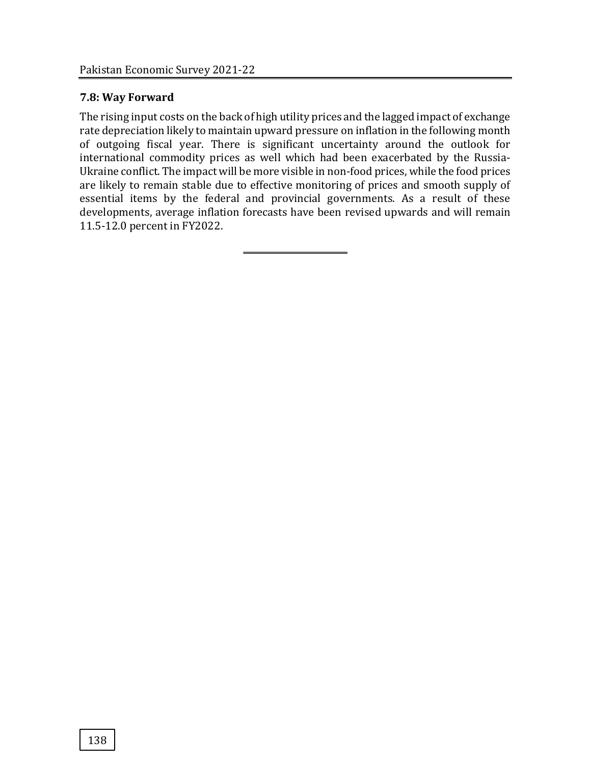### 7.8: Way Forward

The rising input costs on the back of high utility prices and the lagged impact of exchange rate depreciation likely to maintain upward pressure on inflation in the following month of outgoing fiscal year. There is significant uncertainty around the outlook for international commodity prices as well which had been exacerbated by the Russia-Ukraine conflict. The impact will be more visible in non-food prices, while the food prices are likely to remain stable due to effective monitoring of prices and smooth supply of essential items by the federal and provincial governments. As a result of these developments, average inflation forecasts have been revised upwards and will remain 11.5-12.0 percent in FY2022.